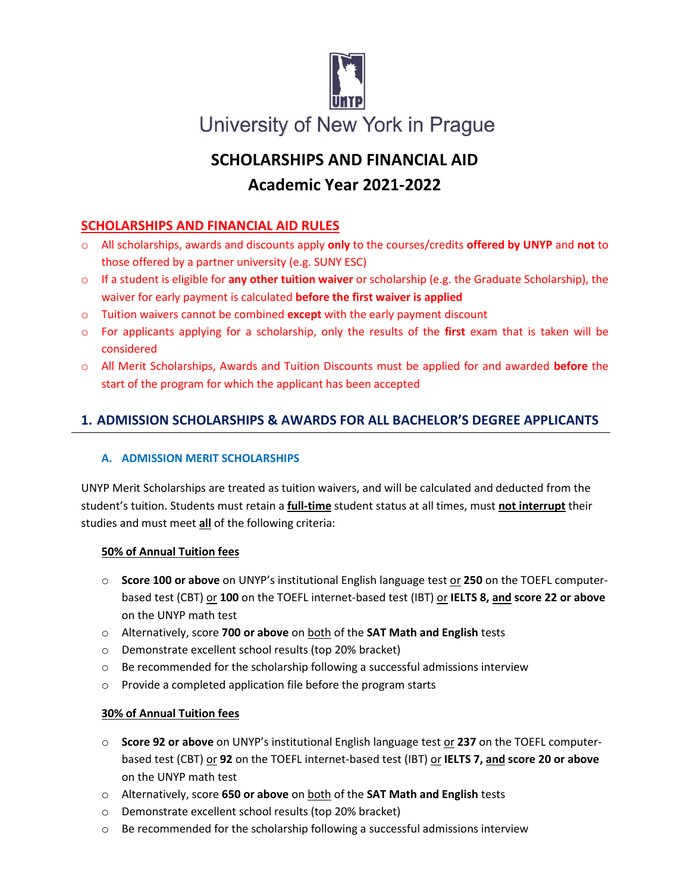University of New York in Prague

# SCHOLARSHIPS AND FINANCIAL AID
# Academic Year 2021-2022

## SCHOLARSHIPS AND FINANCIAL AID RULES

- All scholarships, awards and discounts apply **only** to the courses/credits **offered by UNYP** and **not** to those offered by a partner university (e.g. SUNY ESC)
- If a student is eligible for **any other tuition waiver** or scholarship (e.g. the Graduate Scholarship), the waiver for early payment is calculated **before the first waiver is applied**
- Tuition waivers cannot be combined **except** with the early payment discount
- For applicants applying for a scholarship, only the results of the **first** exam that is taken will be considered
- All Merit Scholarships, Awards and Tuition Discounts must be applied for and awarded **before** the start of the program for which the applicant has been accepted

## 1. ADMISSION SCHOLARSHIPS & AWARDS FOR ALL BACHELOR'S DEGREE APPLICANTS

### A. ADMISSION MERIT SCHOLARSHIPS

UNYP Merit Scholarships are treated as tuition waivers, and will be calculated and deducted from the student's tuition. Students must retain a **full-time** student status at all times, must **not interrupt** their studies and must meet **all** of the following criteria:

**50% of Annual Tuition fees**

- **Score 100 or above** on UNYP's institutional English language test or **250** on the TOEFL computer-based test (CBT) or **100** on the TOEFL internet-based test (IBT) or **IELTS 8, and score 22 or above** on the UNYP math test
- Alternatively, score **700 or above** on both of the **SAT Math and English** tests
- Demonstrate excellent school results (top 20% bracket)
- Be recommended for the scholarship following a successful admissions interview
- Provide a completed application file before the program starts

**30% of Annual Tuition fees**

- **Score 92 or above** on UNYP's institutional English language test or **237** on the TOEFL computer-based test (CBT) or **92** on the TOEFL internet-based test (IBT) or **IELTS 7, and score 20 or above** on the UNYP math test
- Alternatively, score **650 or above** on both of the **SAT Math and English** tests
- Demonstrate excellent school results (top 20% bracket)
- Be recommended for the scholarship following a successful admissions interview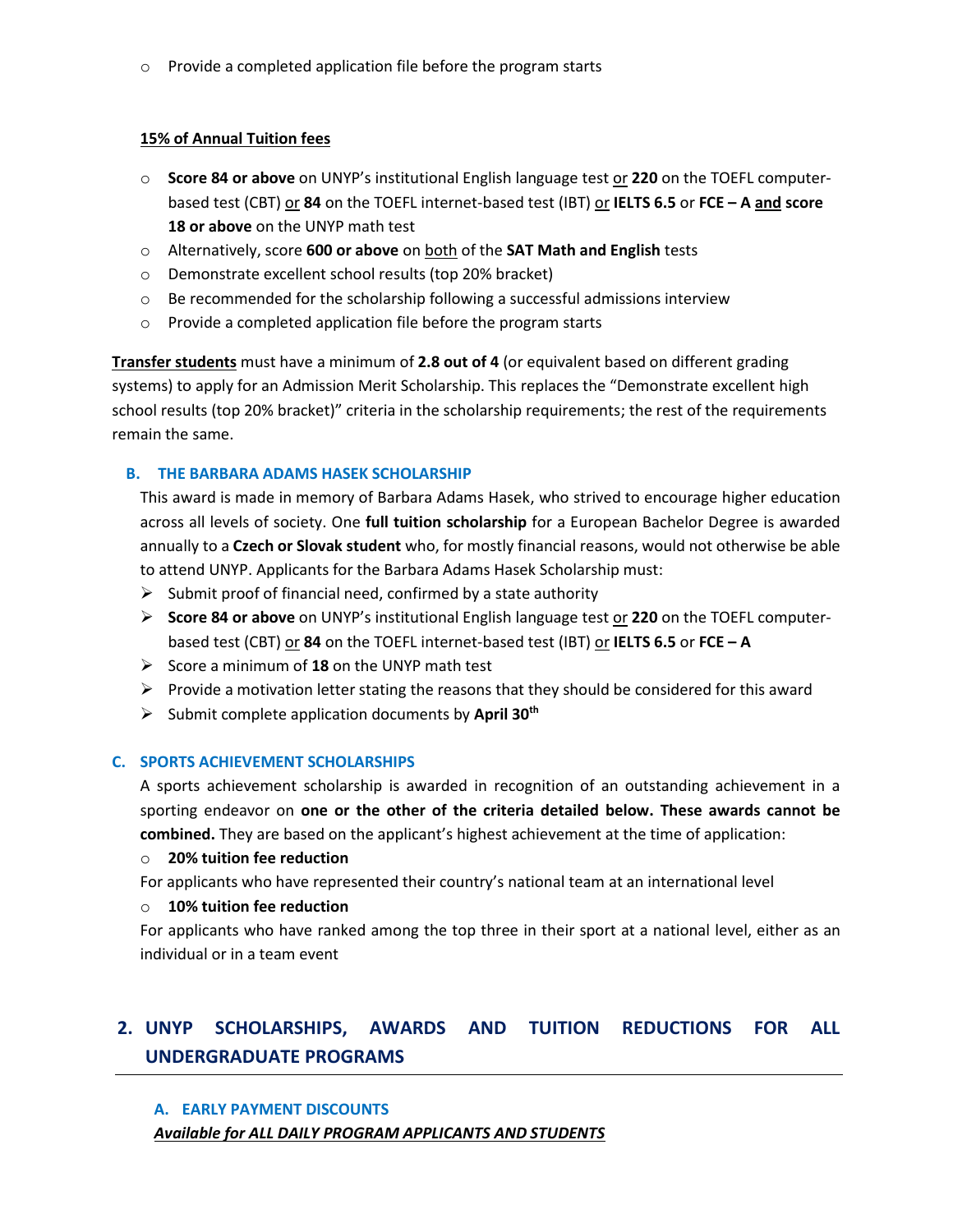- Provide a completed application file before the program starts

**15% of Annual Tuition fees**

- **Score 84 or above** on UNYP's institutional English language test or **220** on the TOEFL computer-based test (CBT) or **84** on the TOEFL internet-based test (IBT) or **IELTS 6.5** or **FCE – A** and **score 18 or above** on the UNYP math test
- Alternatively, score **600 or above** on both of the **SAT Math and English** tests
- Demonstrate excellent school results (top 20% bracket)
- Be recommended for the scholarship following a successful admissions interview
- Provide a completed application file before the program starts

**Transfer students** must have a minimum of **2.8 out of 4** (or equivalent based on different grading systems) to apply for an Admission Merit Scholarship. This replaces the "Demonstrate excellent high school results (top 20% bracket)" criteria in the scholarship requirements; the rest of the requirements remain the same.

### B. THE BARBARA ADAMS HASEK SCHOLARSHIP

This award is made in memory of Barbara Adams Hasek, who strived to encourage higher education across all levels of society. One **full tuition scholarship** for a European Bachelor Degree is awarded annually to a **Czech or Slovak student** who, for mostly financial reasons, would not otherwise be able to attend UNYP. Applicants for the Barbara Adams Hasek Scholarship must:

- Submit proof of financial need, confirmed by a state authority
- **Score 84 or above** on UNYP's institutional English language test or **220** on the TOEFL computer-based test (CBT) or **84** on the TOEFL internet-based test (IBT) or **IELTS 6.5** or **FCE – A**
- Score a minimum of **18** on the UNYP math test
- Provide a motivation letter stating the reasons that they should be considered for this award
- Submit complete application documents by **April 30th**

### C. SPORTS ACHIEVEMENT SCHOLARSHIPS

A sports achievement scholarship is awarded in recognition of an outstanding achievement in a sporting endeavor on **one or the other of the criteria detailed below. These awards cannot be combined.** They are based on the applicant's highest achievement at the time of application:

- **20% tuition fee reduction**

For applicants who have represented their country's national team at an international level

- **10% tuition fee reduction**

For applicants who have ranked among the top three in their sport at a national level, either as an individual or in a team event

## 2. UNYP SCHOLARSHIPS, AWARDS AND TUITION REDUCTIONS FOR ALL UNDERGRADUATE PROGRAMS

### A. EARLY PAYMENT DISCOUNTS

***Available for ALL DAILY PROGRAM APPLICANTS AND STUDENTS***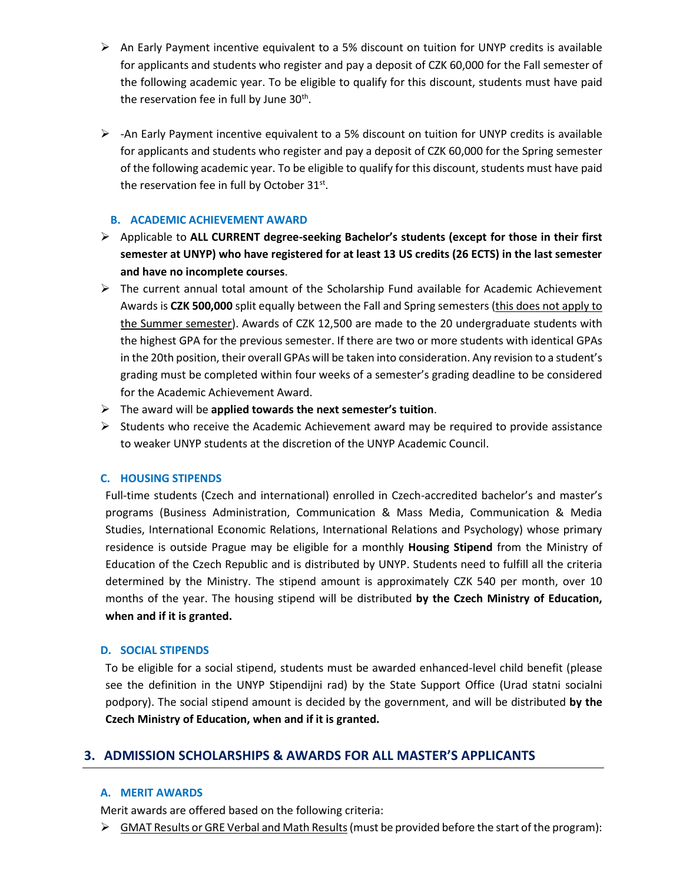- An Early Payment incentive equivalent to a 5% discount on tuition for UNYP credits is available for applicants and students who register and pay a deposit of CZK 60,000 for the Fall semester of the following academic year. To be eligible to qualify for this discount, students must have paid the reservation fee in full by June 30th.

- -An Early Payment incentive equivalent to a 5% discount on tuition for UNYP credits is available for applicants and students who register and pay a deposit of CZK 60,000 for the Spring semester of the following academic year. To be eligible to qualify for this discount, students must have paid the reservation fee in full by October 31st.

### B. ACADEMIC ACHIEVEMENT AWARD

- Applicable to **ALL CURRENT degree-seeking Bachelor's students (except for those in their first semester at UNYP) who have registered for at least 13 US credits (26 ECTS) in the last semester and have no incomplete courses**.
- The current annual total amount of the Scholarship Fund available for Academic Achievement Awards is **CZK 500,000** split equally between the Fall and Spring semesters (this does not apply to the Summer semester). Awards of CZK 12,500 are made to the 20 undergraduate students with the highest GPA for the previous semester. If there are two or more students with identical GPAs in the 20th position, their overall GPAs will be taken into consideration. Any revision to a student's grading must be completed within four weeks of a semester's grading deadline to be considered for the Academic Achievement Award.
- The award will be **applied towards the next semester's tuition**.
- Students who receive the Academic Achievement award may be required to provide assistance to weaker UNYP students at the discretion of the UNYP Academic Council.

### C. HOUSING STIPENDS

Full-time students (Czech and international) enrolled in Czech-accredited bachelor's and master's programs (Business Administration, Communication & Mass Media, Communication & Media Studies, International Economic Relations, International Relations and Psychology) whose primary residence is outside Prague may be eligible for a monthly **Housing Stipend** from the Ministry of Education of the Czech Republic and is distributed by UNYP. Students need to fulfill all the criteria determined by the Ministry. The stipend amount is approximately CZK 540 per month, over 10 months of the year. The housing stipend will be distributed **by the Czech Ministry of Education, when and if it is granted.**

### D. SOCIAL STIPENDS

To be eligible for a social stipend, students must be awarded enhanced-level child benefit (please see the definition in the UNYP Stipendijni rad) by the State Support Office (Urad statni socialni podpory). The social stipend amount is decided by the government, and will be distributed **by the Czech Ministry of Education, when and if it is granted.**

## 3. ADMISSION SCHOLARSHIPS & AWARDS FOR ALL MASTER'S APPLICANTS

### A. MERIT AWARDS

Merit awards are offered based on the following criteria:

- GMAT Results or GRE Verbal and Math Results (must be provided before the start of the program):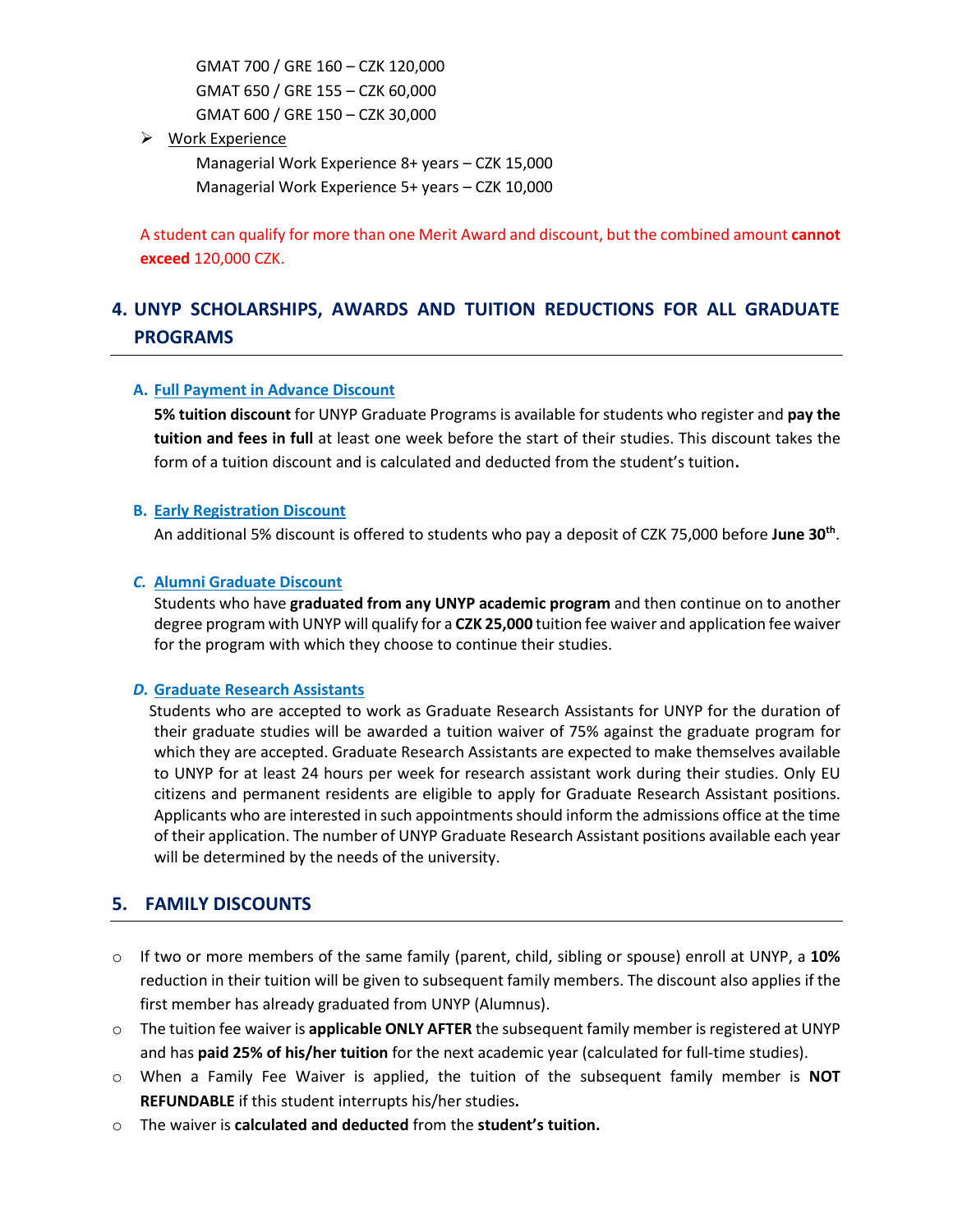GMAT 700 / GRE 160 – CZK 120,000
GMAT 650 / GRE 155 – CZK 60,000
GMAT 600 / GRE 150 – CZK 30,000

- Work Experience

  Managerial Work Experience 8+ years – CZK 15,000
  Managerial Work Experience 5+ years – CZK 10,000

A student can qualify for more than one Merit Award and discount, but the combined amount **cannot exceed** 120,000 CZK.

## 4. UNYP SCHOLARSHIPS, AWARDS AND TUITION REDUCTIONS FOR ALL GRADUATE PROGRAMS

### A. Full Payment in Advance Discount

**5% tuition discount** for UNYP Graduate Programs is available for students who register and **pay the tuition and fees in full** at least one week before the start of their studies. This discount takes the form of a tuition discount and is calculated and deducted from the student's tuition**.**

### B. Early Registration Discount

An additional 5% discount is offered to students who pay a deposit of CZK 75,000 before **June 30th**.

### *C.* Alumni Graduate Discount

Students who have **graduated from any UNYP academic program** and then continue on to another degree program with UNYP will qualify for a **CZK 25,000** tuition fee waiver and application fee waiver for the program with which they choose to continue their studies.

### *D.* Graduate Research Assistants

Students who are accepted to work as Graduate Research Assistants for UNYP for the duration of their graduate studies will be awarded a tuition waiver of 75% against the graduate program for which they are accepted. Graduate Research Assistants are expected to make themselves available to UNYP for at least 24 hours per week for research assistant work during their studies. Only EU citizens and permanent residents are eligible to apply for Graduate Research Assistant positions. Applicants who are interested in such appointments should inform the admissions office at the time of their application. The number of UNYP Graduate Research Assistant positions available each year will be determined by the needs of the university.

## 5. FAMILY DISCOUNTS

- If two or more members of the same family (parent, child, sibling or spouse) enroll at UNYP, a **10%** reduction in their tuition will be given to subsequent family members. The discount also applies if the first member has already graduated from UNYP (Alumnus).
- The tuition fee waiver is **applicable ONLY AFTER** the subsequent family member is registered at UNYP and has **paid 25% of his/her tuition** for the next academic year (calculated for full-time studies).
- When a Family Fee Waiver is applied, the tuition of the subsequent family member is **NOT REFUNDABLE** if this student interrupts his/her studies**.**
- The waiver is **calculated and deducted** from the **student's tuition.**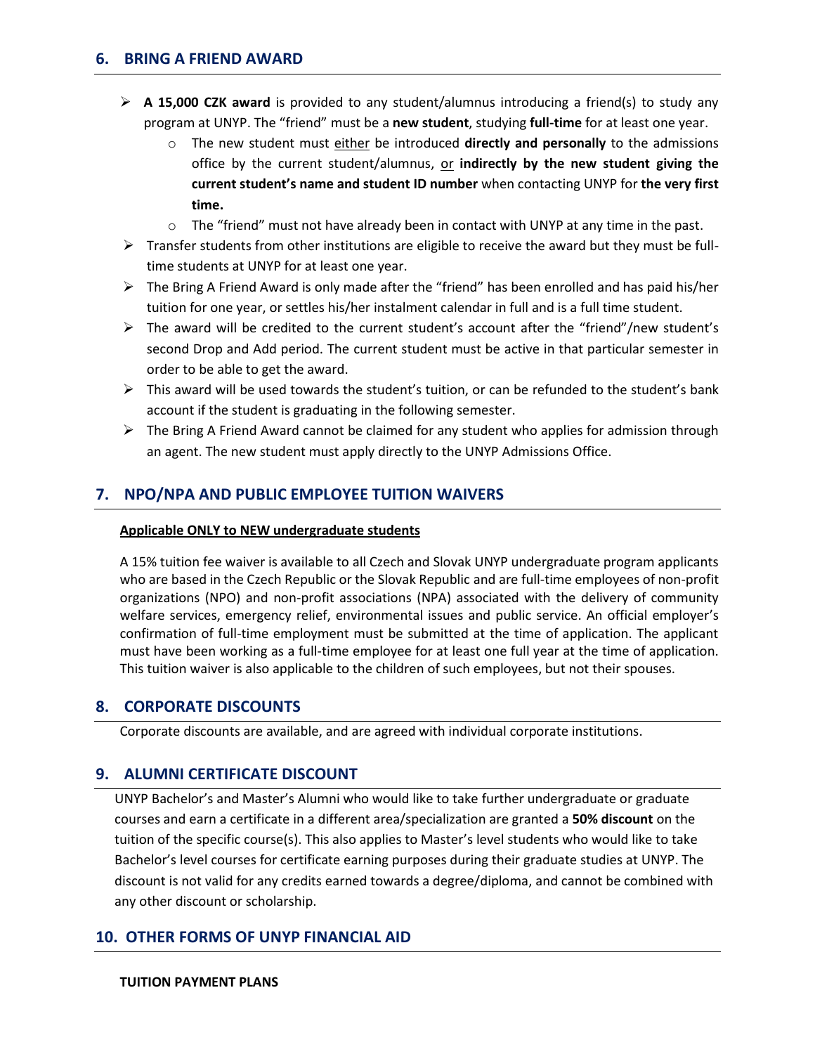## 6. BRING A FRIEND AWARD

- **A 15,000 CZK award** is provided to any student/alumnus introducing a friend(s) to study any program at UNYP. The "friend" must be a **new student**, studying **full-time** for at least one year.
  - The new student must either be introduced **directly and personally** to the admissions office by the current student/alumnus, or **indirectly by the new student giving the current student's name and student ID number** when contacting UNYP for **the very first time.**
  - The "friend" must not have already been in contact with UNYP at any time in the past.
- Transfer students from other institutions are eligible to receive the award but they must be full-time students at UNYP for at least one year.
- The Bring A Friend Award is only made after the "friend" has been enrolled and has paid his/her tuition for one year, or settles his/her instalment calendar in full and is a full time student.
- The award will be credited to the current student's account after the "friend"/new student's second Drop and Add period. The current student must be active in that particular semester in order to be able to get the award.
- This award will be used towards the student's tuition, or can be refunded to the student's bank account if the student is graduating in the following semester.
- The Bring A Friend Award cannot be claimed for any student who applies for admission through an agent. The new student must apply directly to the UNYP Admissions Office.

## 7. NPO/NPA AND PUBLIC EMPLOYEE TUITION WAIVERS

**Applicable ONLY to NEW undergraduate students**

A 15% tuition fee waiver is available to all Czech and Slovak UNYP undergraduate program applicants who are based in the Czech Republic or the Slovak Republic and are full-time employees of non-profit organizations (NPO) and non-profit associations (NPA) associated with the delivery of community welfare services, emergency relief, environmental issues and public service. An official employer's confirmation of full-time employment must be submitted at the time of application. The applicant must have been working as a full-time employee for at least one full year at the time of application. This tuition waiver is also applicable to the children of such employees, but not their spouses.

## 8. CORPORATE DISCOUNTS

Corporate discounts are available, and are agreed with individual corporate institutions.

## 9. ALUMNI CERTIFICATE DISCOUNT

UNYP Bachelor's and Master's Alumni who would like to take further undergraduate or graduate courses and earn a certificate in a different area/specialization are granted a **50% discount** on the tuition of the specific course(s). This also applies to Master's level students who would like to take Bachelor's level courses for certificate earning purposes during their graduate studies at UNYP. The discount is not valid for any credits earned towards a degree/diploma, and cannot be combined with any other discount or scholarship.

## 10. OTHER FORMS OF UNYP FINANCIAL AID

**TUITION PAYMENT PLANS**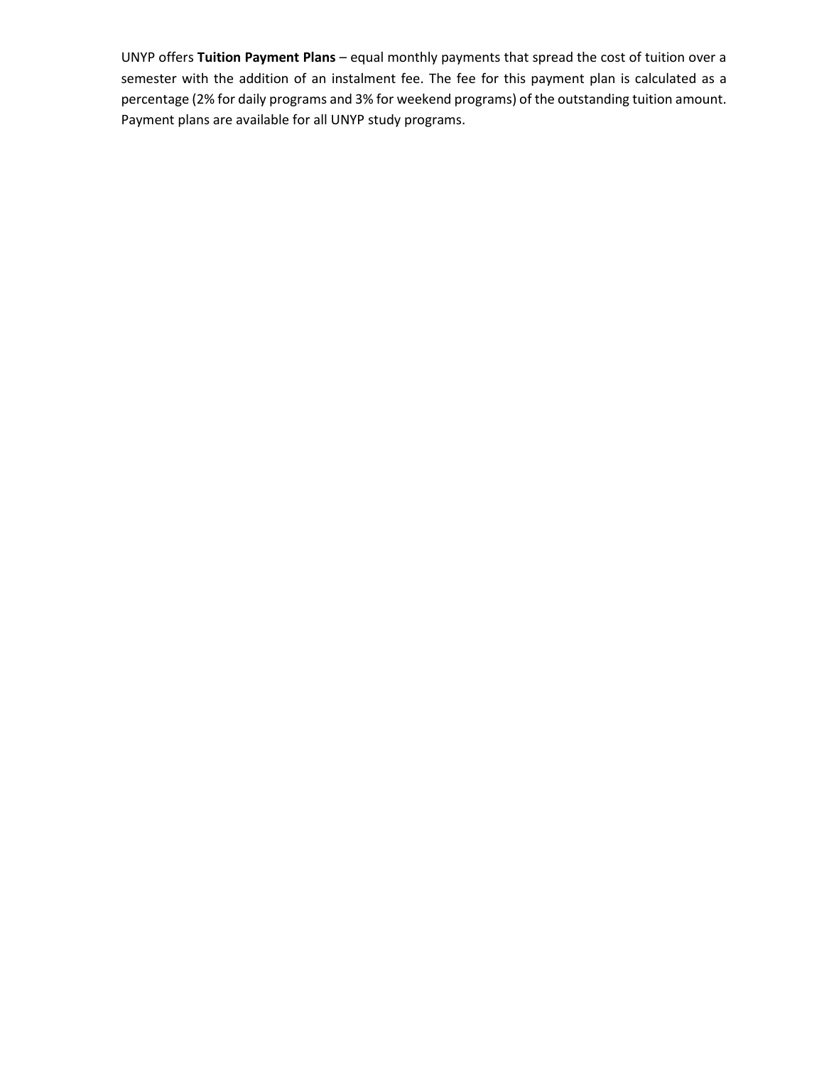UNYP offers **Tuition Payment Plans** – equal monthly payments that spread the cost of tuition over a semester with the addition of an instalment fee. The fee for this payment plan is calculated as a percentage (2% for daily programs and 3% for weekend programs) of the outstanding tuition amount. Payment plans are available for all UNYP study programs.